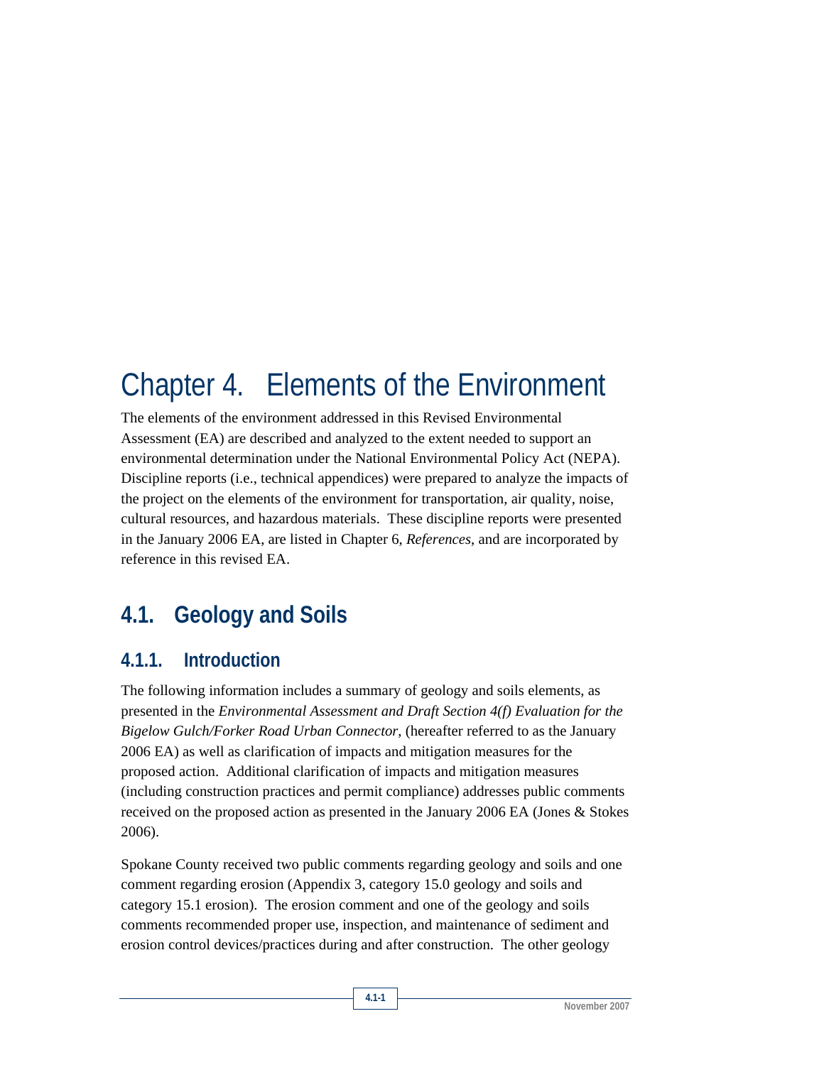# Chapter 4. Elements of the Environment

The elements of the environment addressed in this Revised Environmental Assessment (EA) are described and analyzed to the extent needed to support an environmental determination under the National Environmental Policy Act (NEPA). Discipline reports (i.e., technical appendices) were prepared to analyze the impacts of the project on the elements of the environment for transportation, air quality, noise, cultural resources, and hazardous materials. These discipline reports were presented in the January 2006 EA, are listed in Chapter 6, *References*, and are incorporated by reference in this revised EA.

## 4.1. Geology and Soils

### 4.1.1. Introduction

The following information includes a summary of geology and soils elements, as presented in the *Environmental Assessment and Draft Section 4(f) Evaluation for the Bigelow Gulch/Forker Road Urban Connector*, (hereafter referred to as the January 2006 EA) as well as clarification of impacts and mitigation measures for the proposed action. Additional clarification of impacts and mitigation measures (including construction practices and permit compliance) addresses public comments received on the proposed action as presented in the January 2006 EA (Jones & Stokes 2006).

Spokane County received two public comments regarding geology and soils and one comment regarding erosion (Appendix 3, category 15.0 geology and soils and category 15.1 erosion). The erosion comment and one of the geology and soils comments recommended proper use, inspection, and maintenance of sediment and erosion control devices/practices during and after construction. The other geology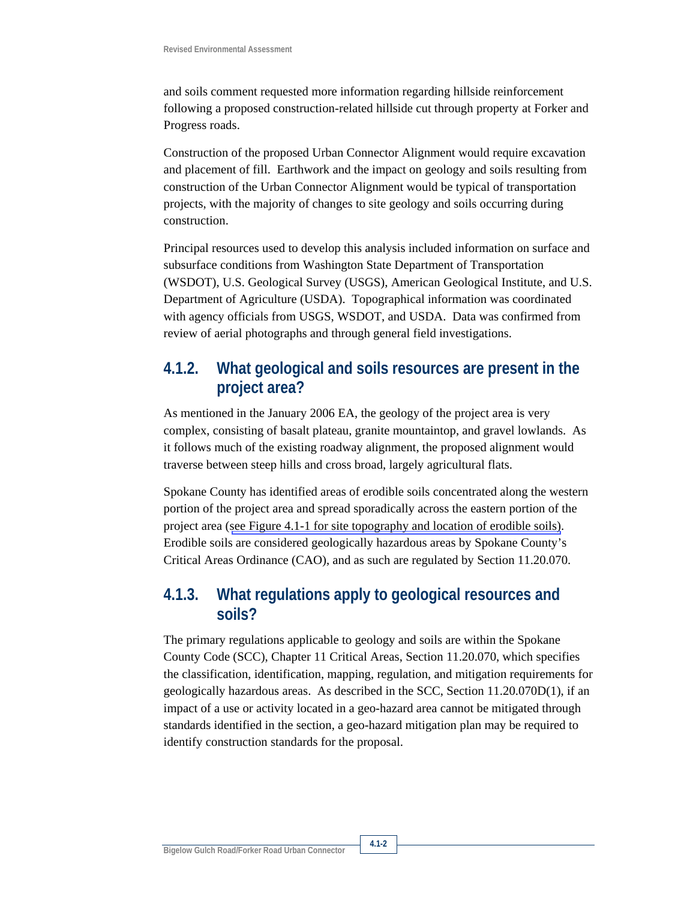and soils comment requested more information regarding hillside reinforcement following a proposed construction-related hillside cut through property at Forker and Progress roads.

Construction of the proposed Urban Connector Alignment would require excavation and placement of fill. Earthwork and the impact on geology and soils resulting from construction of the Urban Connector Alignment would be typical of transportation projects, with the majority of changes to site geology and soils occurring during construction.

Principal resources used to develop this analysis included information on surface and subsurface conditions from Washington State Department of Transportation (WSDOT), U.S. Geological Survey (USGS), American Geological Institute, and U.S. Department of Agriculture (USDA). Topographical information was coordinated with agency officials from USGS, WSDOT, and USDA. Data was confirmed from review of aerial photographs and through general field investigations.

### 4.1.2. What geological and soils resources are present in the project area?

As mentioned in the January 2006 EA, the geology of the project area is very complex, consisting of basalt plateau, granite mountaintop, and gravel lowlands. As it follows much of the existing roadway alignment, the proposed alignment would traverse between steep hills and cross broad, largely agricultural flats.

Spokane County has identified areas of erodible soils concentrated along the western portion of the project area and spread sporadically across the eastern portion of the project area (see Figure 4.1-1 for site topography and location of erodible soils). Erodible soils are considered geologically hazardous areas by Spokane County's Critical Areas Ordinance (CAO), and as such are regulated by Section 11.20.070.

### 4.1.3. What regulations apply to geological resources and soils?

The primary regulations applicable to geology and soils are within the Spokane County Code (SCC), Chapter 11 Critical Areas, Section 11.20.070, which specifies the classification, identification, mapping, regulation, and mitigation requirements for geologically hazardous areas. As described in the SCC, Section 11.20.070D(1), if an impact of a use or activity located in a geo-hazard area cannot be mitigated through standards identified in the section, a geo-hazard mitigation plan may be required to identify construction standards for the proposal.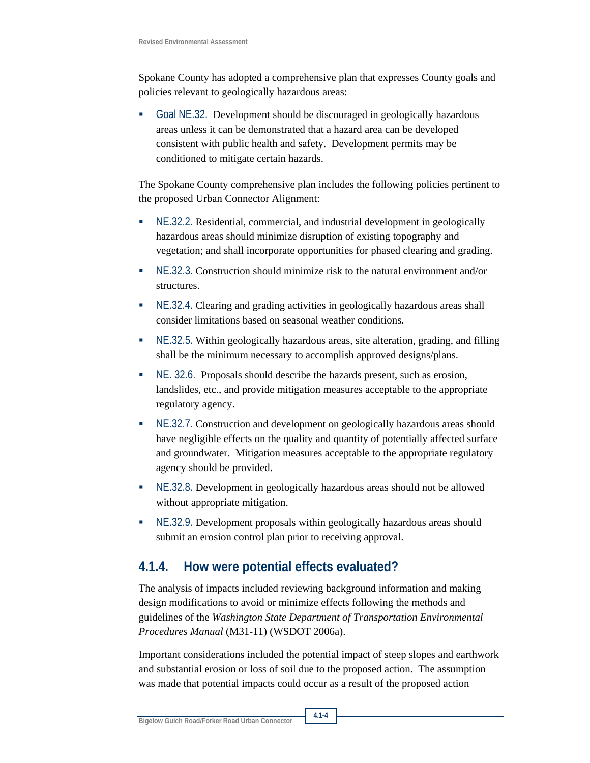Spokane County has adopted a comprehensive plan that expresses County goals and policies relevant to geologically hazardous areas:

- Goal NE.32. Development should be discouraged in geologically hazardous areas unless it can be demonstrated that a hazard area can be developed consistent with public health and safety. Development permits may be conditioned to mitigate certain hazards.

The Spokane County comprehensive plan includes the following policies pertinent to the proposed Urban Connector Alignment:

- NE.32.2. Residential, commercial, and industrial development in geologically hazardous areas should minimize disruption of existing topography and vegetation; and shall incorporate opportunities for phased clearing and grading.
- NE.32.3. Construction should minimize risk to the natural environment and/or structures.
- NE.32.4. Clearing and grading activities in geologically hazardous areas shall consider limitations based on seasonal weather conditions.
- NE.32.5. Within geologically hazardous areas, site alteration, grading, and filling shall be the minimum necessary to accomplish approved designs/plans.
- NE. 32.6. Proposals should describe the hazards present, such as erosion, landslides, etc., and provide mitigation measures acceptable to the appropriate regulatory agency.
- NE.32.7. Construction and development on geologically hazardous areas should have negligible effects on the quality and quantity of potentially affected surface and groundwater. Mitigation measures acceptable to the appropriate regulatory agency should be provided.
- NE.32.8. Development in geologically hazardous areas should not be allowed without appropriate mitigation.
- NE.32.9. Development proposals within geologically hazardous areas should submit an erosion control plan prior to receiving approval.

## 4.1.4. How were potential effects evaluated?

The analysis of impacts included reviewing background information and making design modifications to avoid or minimize effects following the methods and guidelines of the *Washington State Department of Transportation Environmental Procedures Manual* (M31-11) (WSDOT 2006a).

Important considerations included the potential impact of steep slopes and earthwork and substantial erosion or loss of soil due to the proposed action. The assumption was made that potential impacts could occur as a result of the proposed action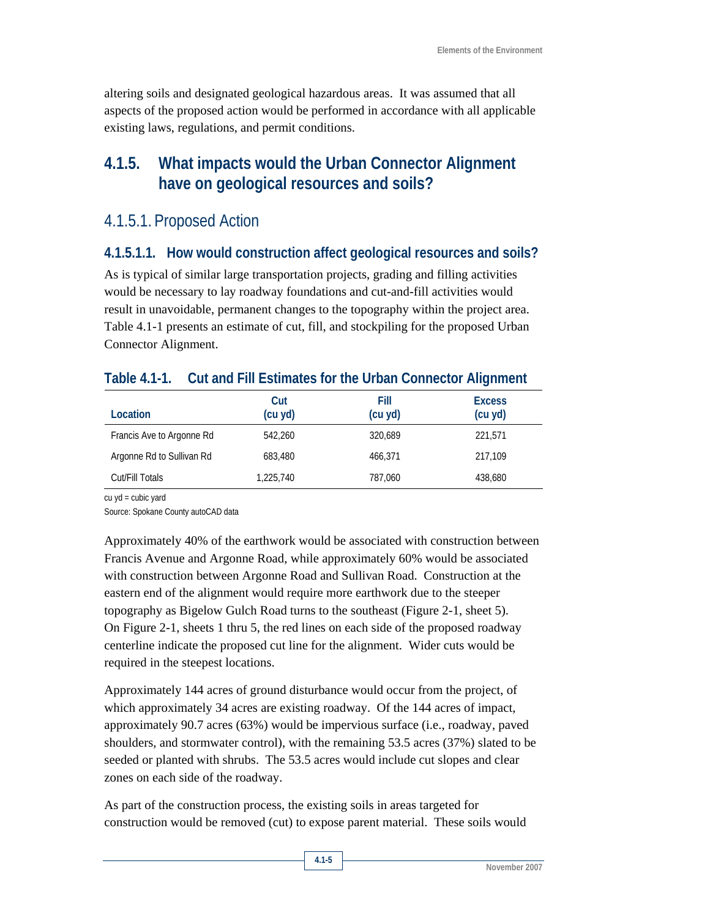altering soils and designated geological hazardous areas. It was assumed that all aspects of the proposed action would be performed in accordance with all applicable existing laws, regulations, and permit conditions.

## 4.1.5. What impacts would the Urban Connector Alignment have on geological resources and soils?

### 4.1.5.1. Proposed Action

#### 4.1.5.1.1. How would construction affect geological resources and soils?

As is typical of similar large transportation projects, grading and filling activities would be necessary to lay roadway foundations and cut-and-fill activities would result in unavoidable, permanent changes to the topography within the project area. Table 4.1-1 presents an estimate of cut, fill, and stockpiling for the proposed Urban Connector Alignment.

**Table 4.1-1. Cut and Fill Estimates for the Urban Connector Alignment**

| Location | Cut (cu yd) | Fill (cu yd) | Excess (cu yd) |
|---|---|---|---|
| Francis Ave to Argonne Rd | 542,260 | 320,689 | 221,571 |
| Argonne Rd to Sullivan Rd | 683,480 | 466,371 | 217,109 |
| Cut/Fill Totals | 1,225,740 | 787,060 | 438,680 |

cu yd = cubic yard

Source: Spokane County autoCAD data

Approximately 40% of the earthwork would be associated with construction between Francis Avenue and Argonne Road, while approximately 60% would be associated with construction between Argonne Road and Sullivan Road. Construction at the eastern end of the alignment would require more earthwork due to the steeper topography as Bigelow Gulch Road turns to the southeast (Figure 2-1, sheet 5). On Figure 2-1, sheets 1 thru 5, the red lines on each side of the proposed roadway centerline indicate the proposed cut line for the alignment. Wider cuts would be required in the steepest locations.

Approximately 144 acres of ground disturbance would occur from the project, of which approximately 34 acres are existing roadway. Of the 144 acres of impact, approximately 90.7 acres (63%) would be impervious surface (i.e., roadway, paved shoulders, and stormwater control), with the remaining 53.5 acres (37%) slated to be seeded or planted with shrubs. The 53.5 acres would include cut slopes and clear zones on each side of the roadway.

As part of the construction process, the existing soils in areas targeted for construction would be removed (cut) to expose parent material. These soils would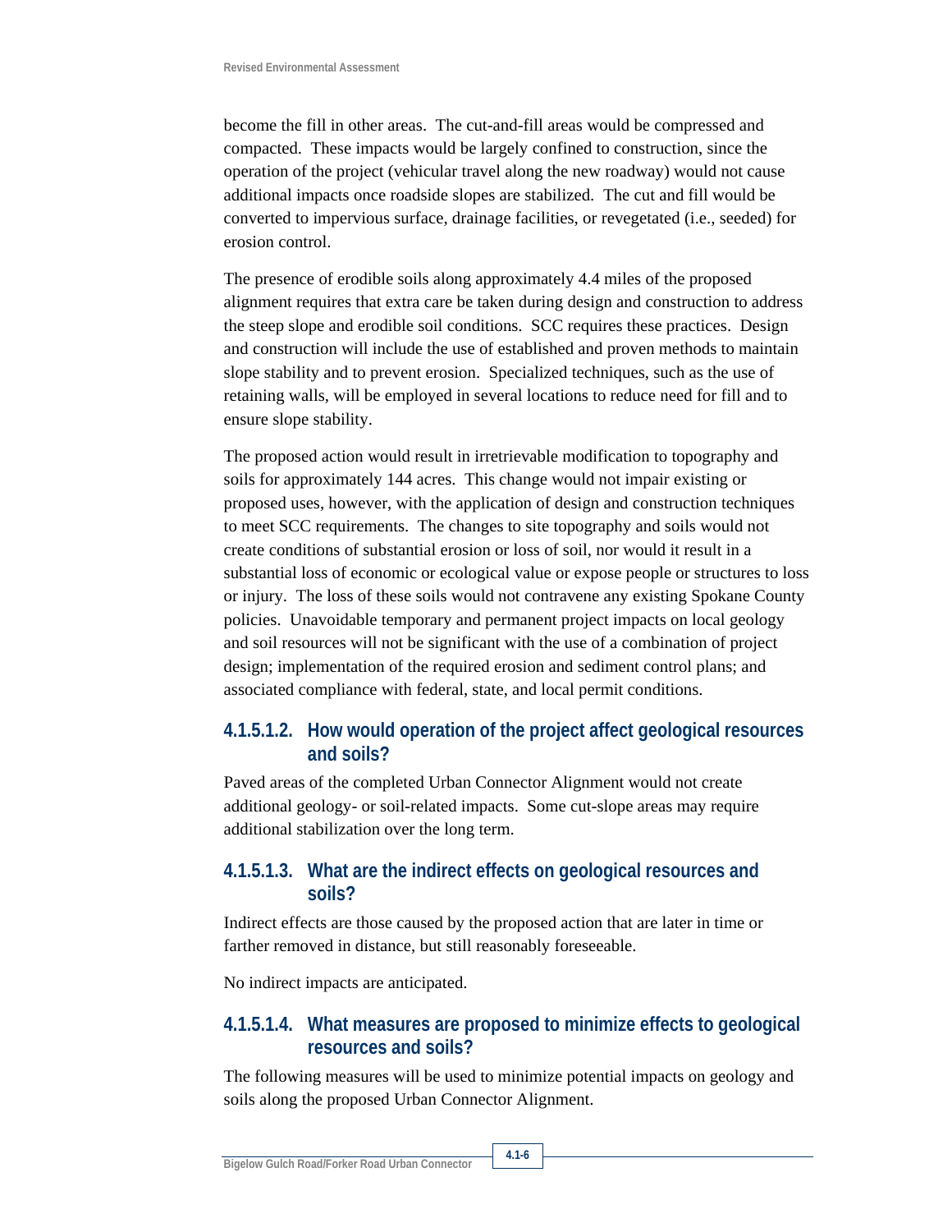become the fill in other areas. The cut-and-fill areas would be compressed and compacted. These impacts would be largely confined to construction, since the operation of the project (vehicular travel along the new roadway) would not cause additional impacts once roadside slopes are stabilized. The cut and fill would be converted to impervious surface, drainage facilities, or revegetated (i.e., seeded) for erosion control.

The presence of erodible soils along approximately 4.4 miles of the proposed alignment requires that extra care be taken during design and construction to address the steep slope and erodible soil conditions. SCC requires these practices. Design and construction will include the use of established and proven methods to maintain slope stability and to prevent erosion. Specialized techniques, such as the use of retaining walls, will be employed in several locations to reduce need for fill and to ensure slope stability.

The proposed action would result in irretrievable modification to topography and soils for approximately 144 acres. This change would not impair existing or proposed uses, however, with the application of design and construction techniques to meet SCC requirements. The changes to site topography and soils would not create conditions of substantial erosion or loss of soil, nor would it result in a substantial loss of economic or ecological value or expose people or structures to loss or injury. The loss of these soils would not contravene any existing Spokane County policies. Unavoidable temporary and permanent project impacts on local geology and soil resources will not be significant with the use of a combination of project design; implementation of the required erosion and sediment control plans; and associated compliance with federal, state, and local permit conditions.

#### 4.1.5.1.2. How would operation of the project affect geological resources and soils?

Paved areas of the completed Urban Connector Alignment would not create additional geology- or soil-related impacts. Some cut-slope areas may require additional stabilization over the long term.

#### 4.1.5.1.3. What are the indirect effects on geological resources and soils?

Indirect effects are those caused by the proposed action that are later in time or farther removed in distance, but still reasonably foreseeable.

No indirect impacts are anticipated.

#### 4.1.5.1.4. What measures are proposed to minimize effects to geological resources and soils?

The following measures will be used to minimize potential impacts on geology and soils along the proposed Urban Connector Alignment.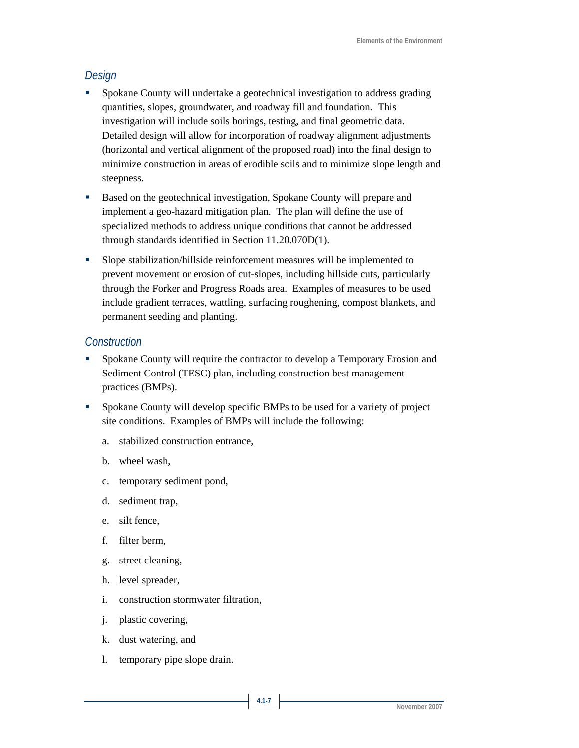### *Design*

- Spokane County will undertake a geotechnical investigation to address grading quantities, slopes, groundwater, and roadway fill and foundation. This investigation will include soils borings, testing, and final geometric data. Detailed design will allow for incorporation of roadway alignment adjustments (horizontal and vertical alignment of the proposed road) into the final design to minimize construction in areas of erodible soils and to minimize slope length and steepness.
- Based on the geotechnical investigation, Spokane County will prepare and implement a geo-hazard mitigation plan. The plan will define the use of specialized methods to address unique conditions that cannot be addressed through standards identified in Section 11.20.070D(1).
- Slope stabilization/hillside reinforcement measures will be implemented to prevent movement or erosion of cut-slopes, including hillside cuts, particularly through the Forker and Progress Roads area. Examples of measures to be used include gradient terraces, wattling, surfacing roughening, compost blankets, and permanent seeding and planting.

### *Construction*

- Spokane County will require the contractor to develop a Temporary Erosion and Sediment Control (TESC) plan, including construction best management practices (BMPs).
- Spokane County will develop specific BMPs to be used for a variety of project site conditions. Examples of BMPs will include the following:

  a. stabilized construction entrance,

  b. wheel wash,

  c. temporary sediment pond,

  d. sediment trap,

  e. silt fence,

  f. filter berm,

  g. street cleaning,

  h. level spreader,

  i. construction stormwater filtration,

  j. plastic covering,

  k. dust watering, and

  l. temporary pipe slope drain.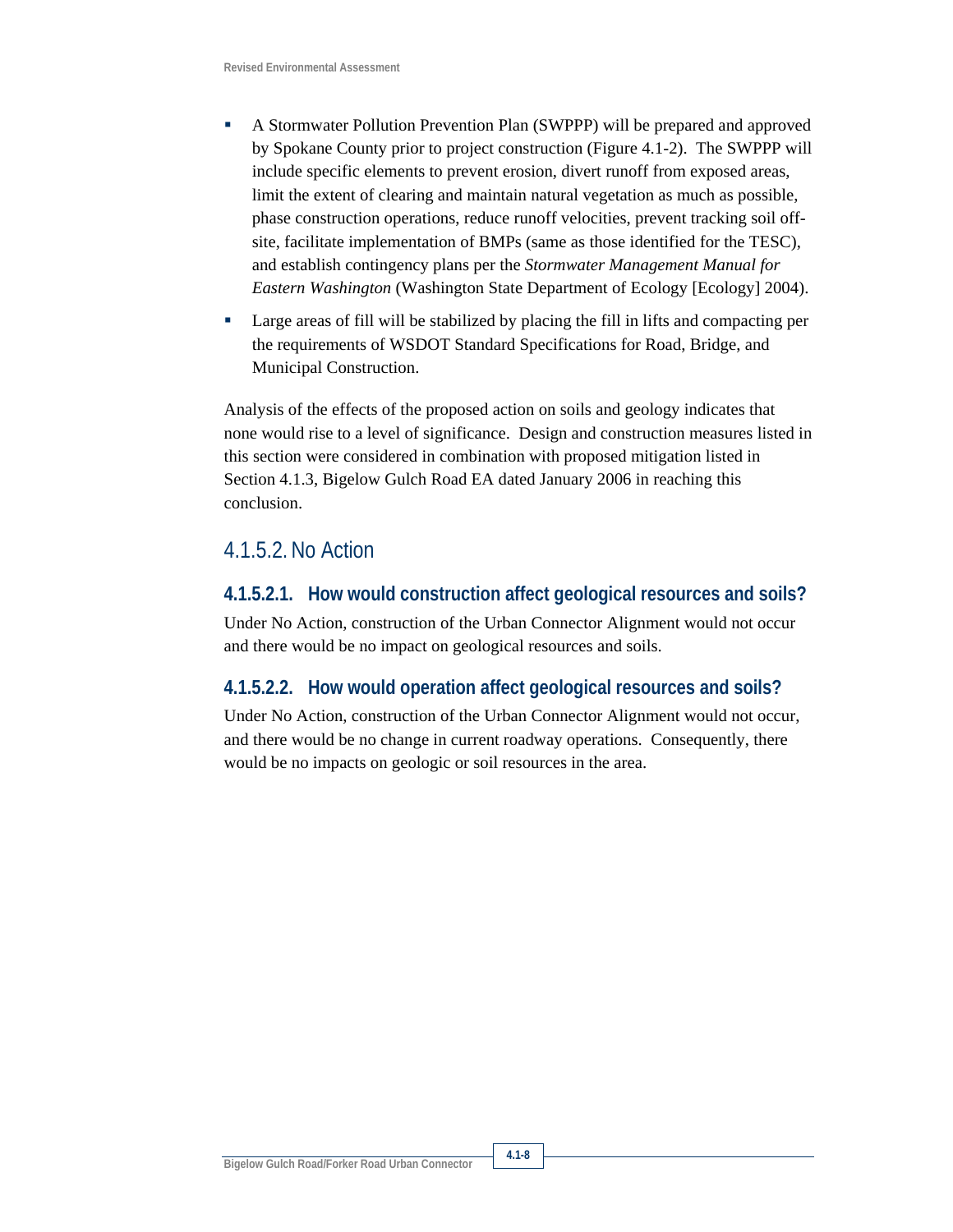- A Stormwater Pollution Prevention Plan (SWPPP) will be prepared and approved by Spokane County prior to project construction (Figure 4.1-2). The SWPPP will include specific elements to prevent erosion, divert runoff from exposed areas, limit the extent of clearing and maintain natural vegetation as much as possible, phase construction operations, reduce runoff velocities, prevent tracking soil off-site, facilitate implementation of BMPs (same as those identified for the TESC), and establish contingency plans per the *Stormwater Management Manual for Eastern Washington* (Washington State Department of Ecology [Ecology] 2004).
- Large areas of fill will be stabilized by placing the fill in lifts and compacting per the requirements of WSDOT Standard Specifications for Road, Bridge, and Municipal Construction.

Analysis of the effects of the proposed action on soils and geology indicates that none would rise to a level of significance. Design and construction measures listed in this section were considered in combination with proposed mitigation listed in Section 4.1.3, Bigelow Gulch Road EA dated January 2006 in reaching this conclusion.

## 4.1.5.2. No Action

### 4.1.5.2.1. How would construction affect geological resources and soils?

Under No Action, construction of the Urban Connector Alignment would not occur and there would be no impact on geological resources and soils.

### 4.1.5.2.2. How would operation affect geological resources and soils?

Under No Action, construction of the Urban Connector Alignment would not occur, and there would be no change in current roadway operations. Consequently, there would be no impacts on geologic or soil resources in the area.